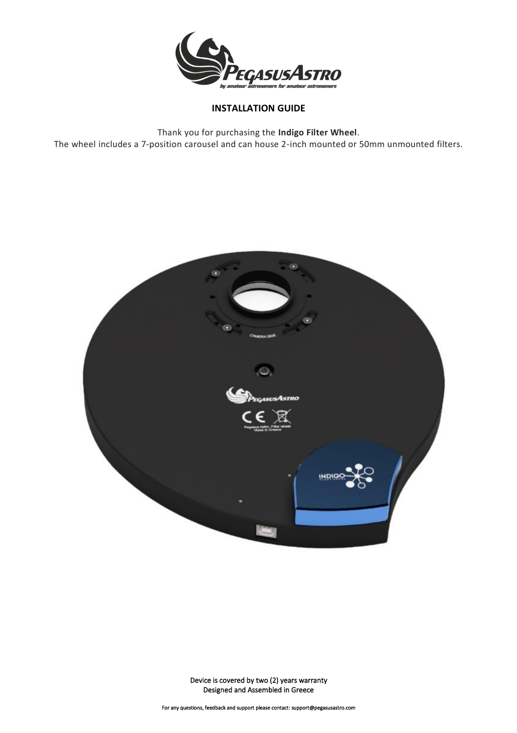# INSTALLATION GUIDE

Thank you for purchasing the **Indigo Filter Wheel**.

The wheel includes a 7-position carousel and can house 2-inch mounted or 50mm unmounted filters.

Device is covered by two (2) years warranty

Designed and Assembled in Greece

For any questions, feedback and support please contact: support@pegasusastro.com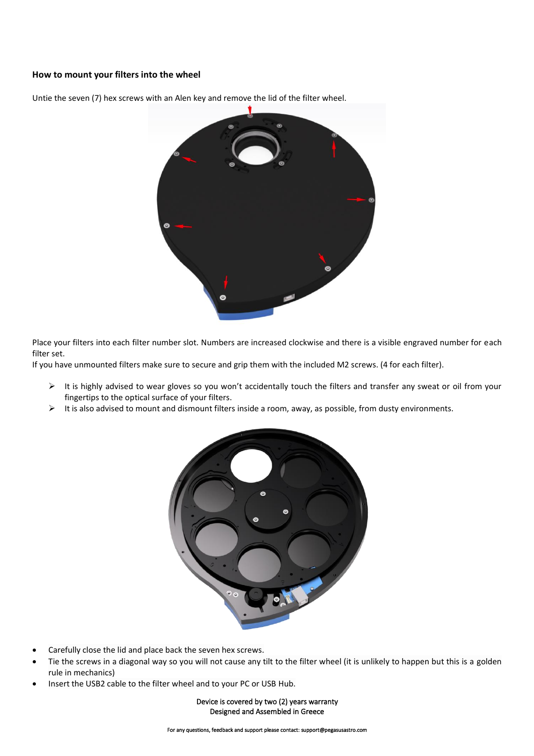**How to mount your filters into the wheel**

Untie the seven (7) hex screws with an Alen key and remove the lid of the filter wheel.

Place your filters into each filter number slot. Numbers are increased clockwise and there is a visible engraved number for each filter set.
If you have unmounted filters make sure to secure and grip them with the included M2 screws. (4 for each filter).

- It is highly advised to wear gloves so you won't accidentally touch the filters and transfer any sweat or oil from your fingertips to the optical surface of your filters.
- It is also advised to mount and dismount filters inside a room, away, as possible, from dusty environments.

- Carefully close the lid and place back the seven hex screws.
- Tie the screws in a diagonal way so you will not cause any tilt to the filter wheel (it is unlikely to happen but this is a golden rule in mechanics)
- Insert the USB2 cable to the filter wheel and to your PC or USB Hub.

Device is covered by two (2) years warranty
Designed and Assembled in Greece

For any questions, feedback and support please contact: support@pegasusastro.com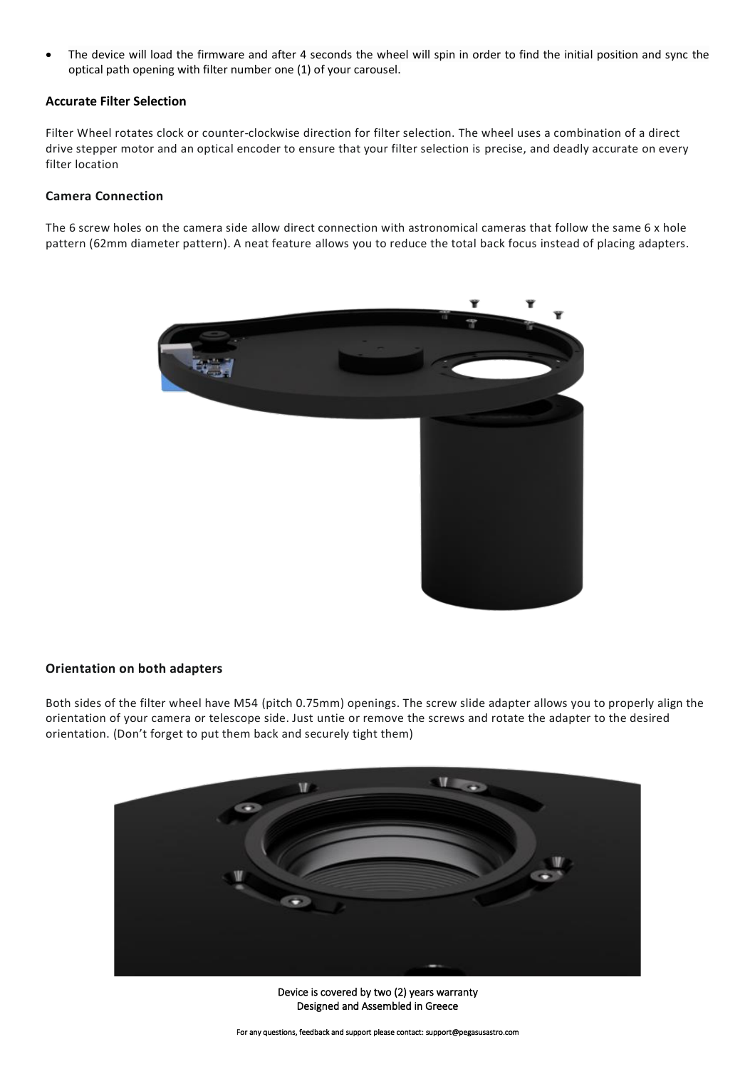- The device will load the firmware and after 4 seconds the wheel will spin in order to find the initial position and sync the optical path opening with filter number one (1) of your carousel.

### Accurate Filter Selection

Filter Wheel rotates clock or counter-clockwise direction for filter selection. The wheel uses a combination of a direct drive stepper motor and an optical encoder to ensure that your filter selection is precise, and deadly accurate on every filter location

### Camera Connection

The 6 screw holes on the camera side allow direct connection with astronomical cameras that follow the same 6 x hole pattern (62mm diameter pattern). A neat feature allows you to reduce the total back focus instead of placing adapters.

### Orientation on both adapters

Both sides of the filter wheel have M54 (pitch 0.75mm) openings. The screw slide adapter allows you to properly align the orientation of your camera or telescope side. Just untie or remove the screws and rotate the adapter to the desired orientation. (Don't forget to put them back and securely tight them)

Device is covered by two (2) years warranty
Designed and Assembled in Greece

For any questions, feedback and support please contact: support@pegasusastro.com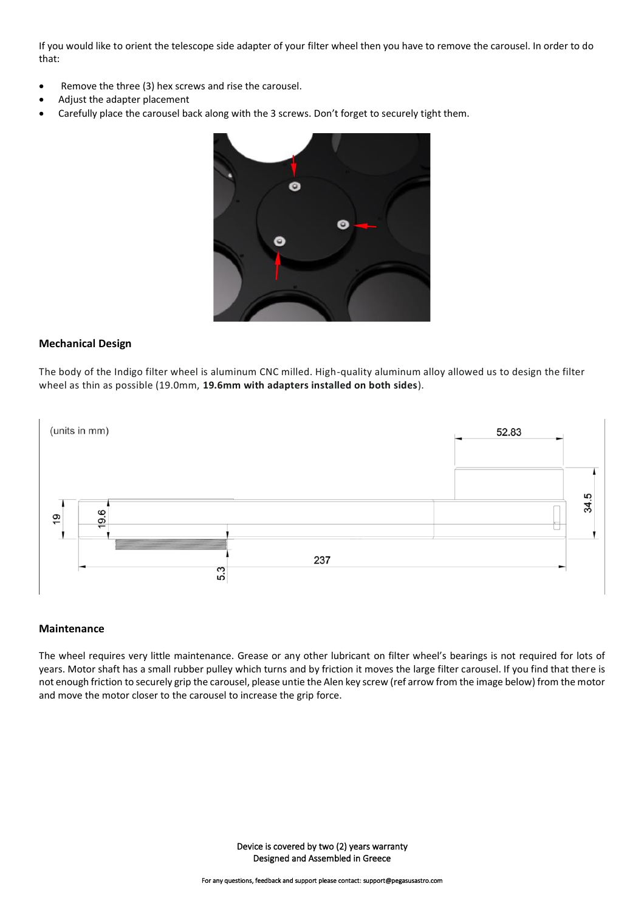If you would like to orient the telescope side adapter of your filter wheel then you have to remove the carousel. In order to do that:

- Remove the three (3) hex screws and rise the carousel.
- Adjust the adapter placement
- Carefully place the carousel back along with the 3 screws. Don't forget to securely tight them.

### Mechanical Design

The body of the Indigo filter wheel is aluminum CNC milled. High-quality aluminum alloy allowed us to design the filter wheel as thin as possible (19.0mm, **19.6mm with adapters installed on both sides**).

### Maintenance

The wheel requires very little maintenance. Grease or any other lubricant on filter wheel's bearings is not required for lots of years. Motor shaft has a small rubber pulley which turns and by friction it moves the large filter carousel. If you find that there is not enough friction to securely grip the carousel, please untie the Alen key screw (ref arrow from the image below) from the motor and move the motor closer to the carousel to increase the grip force.

Device is covered by two (2) years warranty
Designed and Assembled in Greece

For any questions, feedback and support please contact: support@pegasusastro.com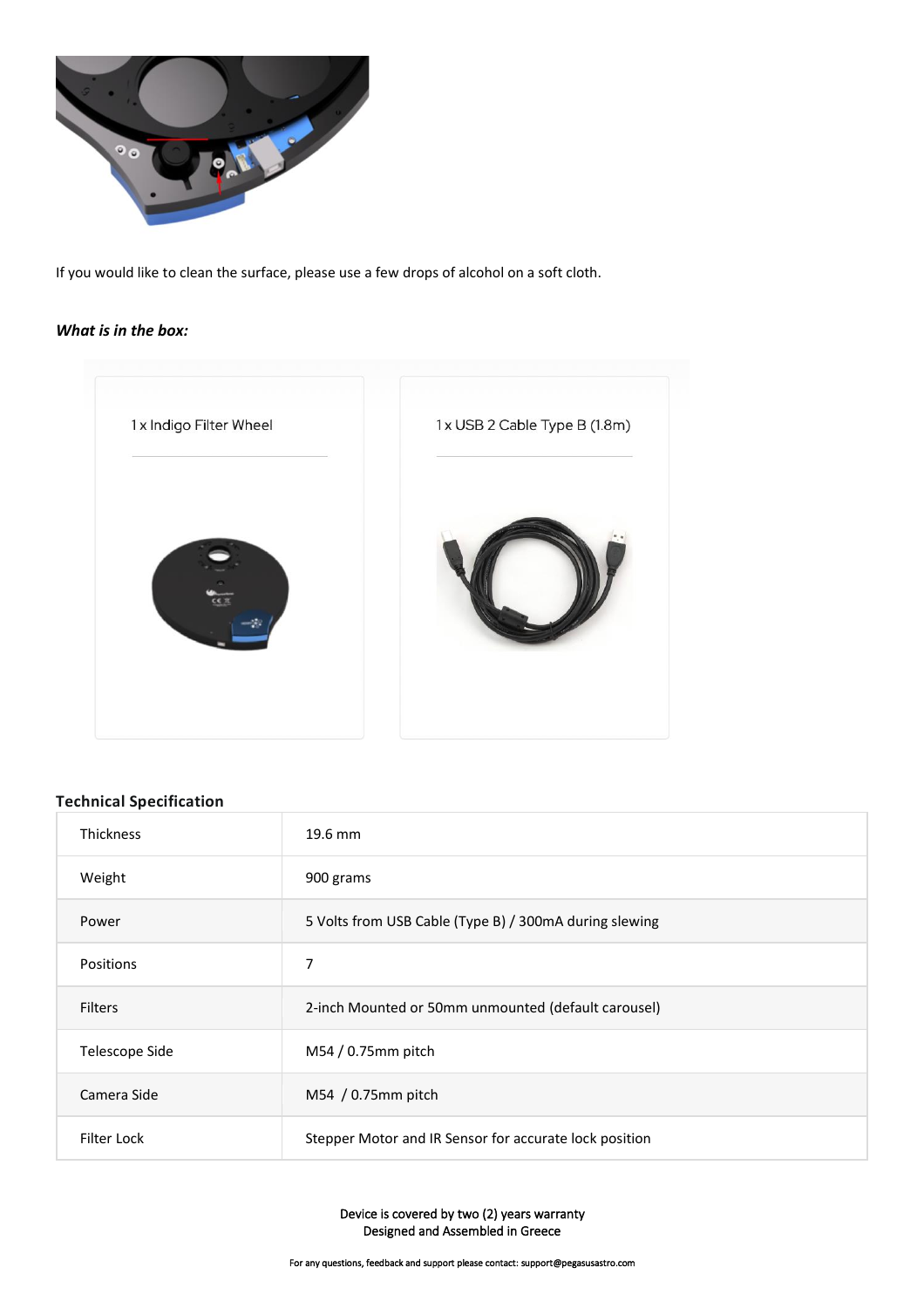If you would like to clean the surface, please use a few drops of alcohol on a soft cloth.

***What is in the box:***

1 x Indigo Filter Wheel

1 x USB 2 Cable Type B (1.8m)

**Technical Specification**

| | |
|---|---|
| Thickness | 19.6 mm |
| Weight | 900 grams |
| Power | 5 Volts from USB Cable (Type B) / 300mA during slewing |
| Positions | 7 |
| Filters | 2-inch Mounted or 50mm unmounted (default carousel) |
| Telescope Side | M54 / 0.75mm pitch |
| Camera Side | M54 / 0.75mm pitch |
| Filter Lock | Stepper Motor and IR Sensor for accurate lock position |

Device is covered by two (2) years warranty
Designed and Assembled in Greece

For any questions, feedback and support please contact: support@pegasusastro.com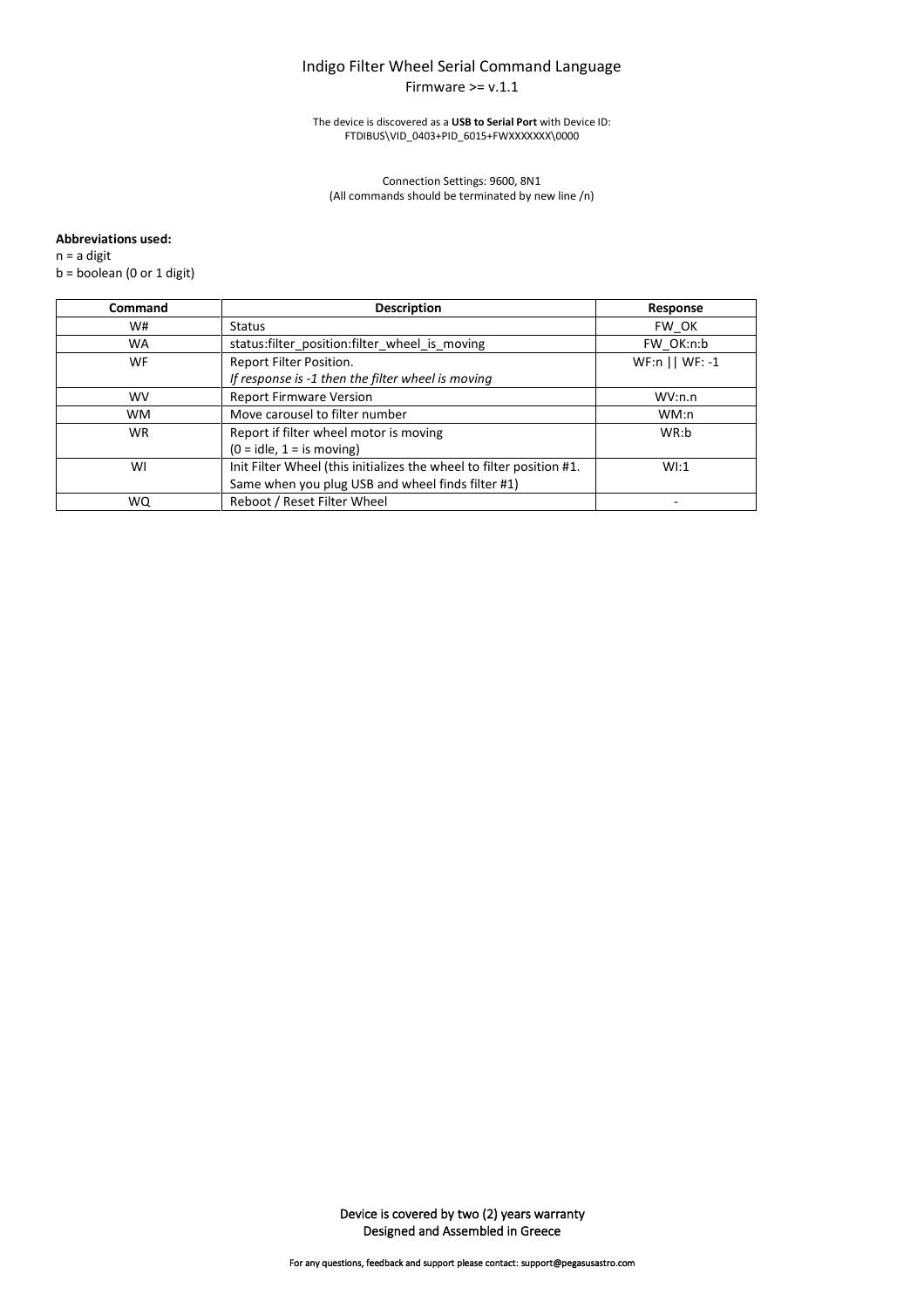# Indigo Filter Wheel Serial Command Language

Firmware >= v.1.1

The device is discovered as a **USB to Serial Port** with Device ID:
FTDIBUS\VID_0403+PID_6015+FWXXXXXXX\0000

Connection Settings: 9600, 8N1
(All commands should be terminated by new line /n)

**Abbreviations used:**

n = a digit
b = boolean (0 or 1 digit)

| Command | Description | Response |
|---|---|---|
| W# | Status | FW_OK |
| WA | status:filter_position:filter_wheel_is_moving | FW_OK:n:b |
| WF | Report Filter Position.<br>*If response is -1 then the filter wheel is moving* | WF:n \|\| WF: -1 |
| WV | Report Firmware Version | WV:n.n |
| WM | Move carousel to filter number | WM:n |
| WR | Report if filter wheel motor is moving<br>(0 = idle, 1 = is moving) | WR:b |
| WI | Init Filter Wheel (this initializes the wheel to filter position #1. Same when you plug USB and wheel finds filter #1) | WI:1 |
| WQ | Reboot / Reset Filter Wheel | - |

Device is covered by two (2) years warranty
Designed and Assembled in Greece

For any questions, feedback and support please contact: support@pegasusastro.com